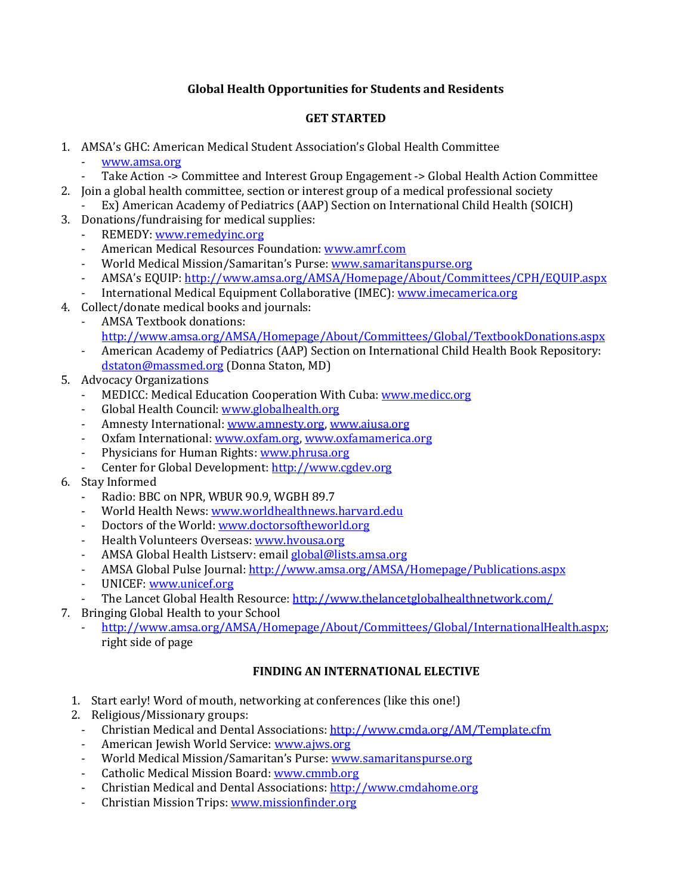# Global Health Opportunities for Students and Residents

## GET STARTED

1. AMSA's GHC: American Medical Student Association's Global Health Committee
   - www.amsa.org
   - Take Action -> Committee and Interest Group Engagement -> Global Health Action Committee
2. Join a global health committee, section or interest group of a medical professional society
   - Ex) American Academy of Pediatrics (AAP) Section on International Child Health (SOICH)
3. Donations/fundraising for medical supplies:
   - REMEDY: www.remedyinc.org
   - American Medical Resources Foundation: www.amrf.com
   - World Medical Mission/Samaritan's Purse: www.samaritanspurse.org
   - AMSA's EQUIP: http://www.amsa.org/AMSA/Homepage/About/Committees/CPH/EQUIP.aspx
   - International Medical Equipment Collaborative (IMEC): www.imecamerica.org
4. Collect/donate medical books and journals:
   - AMSA Textbook donations: http://www.amsa.org/AMSA/Homepage/About/Committees/Global/TextbookDonations.aspx
   - American Academy of Pediatrics (AAP) Section on International Child Health Book Repository: dstaton@massmed.org (Donna Staton, MD)
5. Advocacy Organizations
   - MEDICC: Medical Education Cooperation With Cuba: www.medicc.org
   - Global Health Council: www.globalhealth.org
   - Amnesty International: www.amnesty.org, www.aiusa.org
   - Oxfam International: www.oxfam.org, www.oxfamamerica.org
   - Physicians for Human Rights: www.phrusa.org
   - Center for Global Development: http://www.cgdev.org
6. Stay Informed
   - Radio: BBC on NPR, WBUR 90.9, WGBH 89.7
   - World Health News: www.worldhealthnews.harvard.edu
   - Doctors of the World: www.doctorsoftheworld.org
   - Health Volunteers Overseas: www.hvousa.org
   - AMSA Global Health Listserv: email global@lists.amsa.org
   - AMSA Global Pulse Journal: http://www.amsa.org/AMSA/Homepage/Publications.aspx
   - UNICEF: www.unicef.org
   - The Lancet Global Health Resource: http://www.thelancetglobalhealthnetwork.com/
7. Bringing Global Health to your School
   - http://www.amsa.org/AMSA/Homepage/About/Committees/Global/InternationalHealth.aspx; right side of page

## FINDING AN INTERNATIONAL ELECTIVE

1. Start early! Word of mouth, networking at conferences (like this one!)
2. Religious/Missionary groups:
   - Christian Medical and Dental Associations: http://www.cmda.org/AM/Template.cfm
   - American Jewish World Service: www.ajws.org
   - World Medical Mission/Samaritan's Purse: www.samaritanspurse.org
   - Catholic Medical Mission Board: www.cmmb.org
   - Christian Medical and Dental Associations: http://www.cmdahome.org
   - Christian Mission Trips: www.missionfinder.org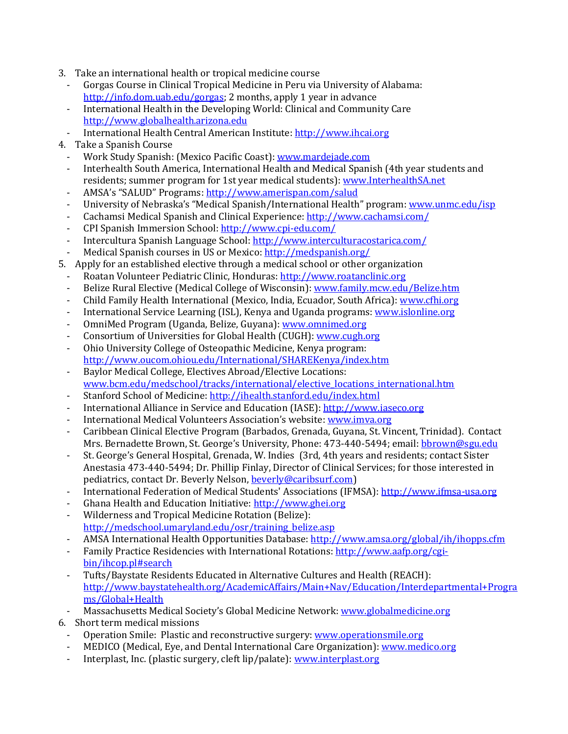3. Take an international health or tropical medicine course
   - Gorgas Course in Clinical Tropical Medicine in Peru via University of Alabama: http://info.dom.uab.edu/gorgas; 2 months, apply 1 year in advance
   - International Health in the Developing World: Clinical and Community Care http://www.globalhealth.arizona.edu
   - International Health Central American Institute: http://www.ihcai.org
4. Take a Spanish Course
   - Work Study Spanish: (Mexico Pacific Coast): www.mardejade.com
   - Interhealth South America, International Health and Medical Spanish (4th year students and residents; summer program for 1st year medical students): www.InterhealthSA.net
   - AMSA's "SALUD" Programs: http://www.amerispan.com/salud
   - University of Nebraska's "Medical Spanish/International Health" program: www.unmc.edu/isp
   - Cachamsi Medical Spanish and Clinical Experience: http://www.cachamsi.com/
   - CPI Spanish Immersion School: http://www.cpi-edu.com/
   - Intercultura Spanish Language School: http://www.interculturacostarica.com/
   - Medical Spanish courses in US or Mexico: http://medspanish.org/
5. Apply for an established elective through a medical school or other organization
   - Roatan Volunteer Pediatric Clinic, Honduras: http://www.roatanclinic.org
   - Belize Rural Elective (Medical College of Wisconsin): www.family.mcw.edu/Belize.htm
   - Child Family Health International (Mexico, India, Ecuador, South Africa): www.cfhi.org
   - International Service Learning (ISL), Kenya and Uganda programs: www.islonline.org
   - OmniMed Program (Uganda, Belize, Guyana): www.omnimed.org
   - Consortium of Universities for Global Health (CUGH): www.cugh.org
   - Ohio University College of Osteopathic Medicine, Kenya program: http://www.oucom.ohiou.edu/International/SHAREKenya/index.htm
   - Baylor Medical College, Electives Abroad/Elective Locations: www.bcm.edu/medschool/tracks/international/elective_locations_international.htm
   - Stanford School of Medicine: http://ihealth.stanford.edu/index.html
   - International Alliance in Service and Education (IASE): http://www.iaseco.org
   - International Medical Volunteers Association's website: www.imva.org
   - Caribbean Clinical Elective Program (Barbados, Grenada, Guyana, St. Vincent, Trinidad). Contact Mrs. Bernadette Brown, St. George's University, Phone: 473-440-5494; email: bbrown@sgu.edu
   - St. George's General Hospital, Grenada, W. Indies (3rd, 4th years and residents; contact Sister Anestasia 473-440-5494; Dr. Phillip Finlay, Director of Clinical Services; for those interested in pediatrics, contact Dr. Beverly Nelson, beverly@caribsurf.com)
   - International Federation of Medical Students' Associations (IFMSA): http://www.ifmsa-usa.org
   - Ghana Health and Education Initiative: http://www.ghei.org
   - Wilderness and Tropical Medicine Rotation (Belize): http://medschool.umaryland.edu/osr/training_belize.asp
   - AMSA International Health Opportunities Database: http://www.amsa.org/global/ih/ihopps.cfm
   - Family Practice Residencies with International Rotations: http://www.aafp.org/cgi-bin/ihcop.pl#search
   - Tufts/Baystate Residents Educated in Alternative Cultures and Health (REACH): http://www.baystatehealth.org/AcademicAffairs/Main+Nav/Education/Interdepartmental+Programs/Global+Health
   - Massachusetts Medical Society's Global Medicine Network: www.globalmedicine.org
6. Short term medical missions
   - Operation Smile: Plastic and reconstructive surgery: www.operationsmile.org
   - MEDICO (Medical, Eye, and Dental International Care Organization): www.medico.org
   - Interplast, Inc. (plastic surgery, cleft lip/palate): www.interplast.org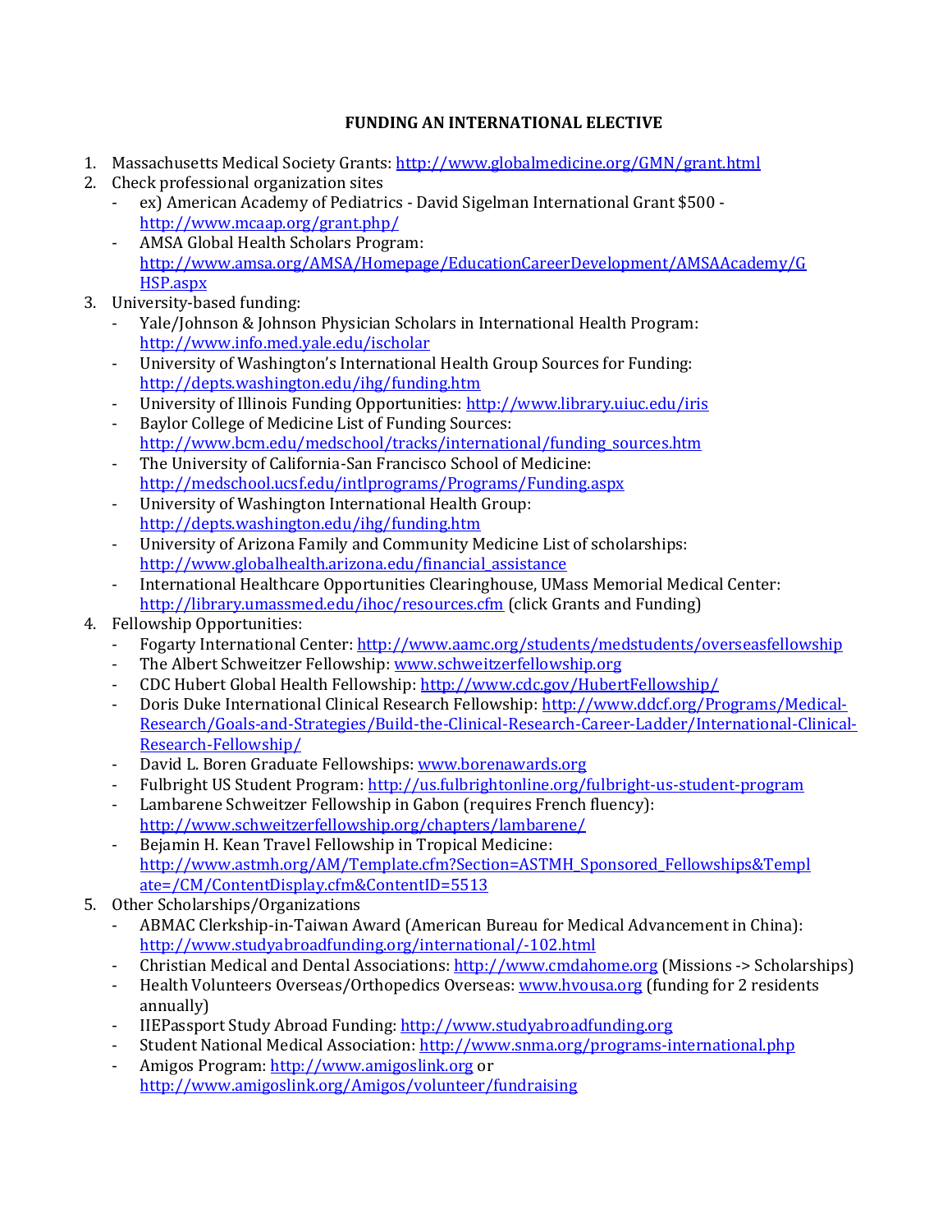# FUNDING AN INTERNATIONAL ELECTIVE

1. Massachusetts Medical Society Grants: http://www.globalmedicine.org/GMN/grant.html
2. Check professional organization sites
   - ex) American Academy of Pediatrics - David Sigelman International Grant $500 - http://www.mcaap.org/grant.php/
   - AMSA Global Health Scholars Program: http://www.amsa.org/AMSA/Homepage/EducationCareerDevelopment/AMSAAcademy/GHSP.aspx
3. University-based funding:
   - Yale/Johnson & Johnson Physician Scholars in International Health Program: http://www.info.med.yale.edu/ischolar
   - University of Washington's International Health Group Sources for Funding: http://depts.washington.edu/ihg/funding.htm
   - University of Illinois Funding Opportunities: http://www.library.uiuc.edu/iris
   - Baylor College of Medicine List of Funding Sources: http://www.bcm.edu/medschool/tracks/international/funding_sources.htm
   - The University of California-San Francisco School of Medicine: http://medschool.ucsf.edu/intlprograms/Programs/Funding.aspx
   - University of Washington International Health Group: http://depts.washington.edu/ihg/funding.htm
   - University of Arizona Family and Community Medicine List of scholarships: http://www.globalhealth.arizona.edu/financial_assistance
   - International Healthcare Opportunities Clearinghouse, UMass Memorial Medical Center: http://library.umassmed.edu/ihoc/resources.cfm (click Grants and Funding)
4. Fellowship Opportunities:
   - Fogarty International Center: http://www.aamc.org/students/medstudents/overseasfellowship
   - The Albert Schweitzer Fellowship: www.schweitzerfellowship.org
   - CDC Hubert Global Health Fellowship: http://www.cdc.gov/HubertFellowship/
   - Doris Duke International Clinical Research Fellowship: http://www.ddcf.org/Programs/Medical-Research/Goals-and-Strategies/Build-the-Clinical-Research-Career-Ladder/International-Clinical-Research-Fellowship/
   - David L. Boren Graduate Fellowships: www.borenawards.org
   - Fulbright US Student Program: http://us.fulbrightonline.org/fulbright-us-student-program
   - Lambarene Schweitzer Fellowship in Gabon (requires French fluency): http://www.schweitzerfellowship.org/chapters/lambarene/
   - Bejamin H. Kean Travel Fellowship in Tropical Medicine: http://www.astmh.org/AM/Template.cfm?Section=ASTMH_Sponsored_Fellowships&Template=/CM/ContentDisplay.cfm&ContentID=5513
5. Other Scholarships/Organizations
   - ABMAC Clerkship-in-Taiwan Award (American Bureau for Medical Advancement in China): http://www.studyabroadfunding.org/international/-102.html
   - Christian Medical and Dental Associations: http://www.cmdahome.org (Missions -> Scholarships)
   - Health Volunteers Overseas/Orthopedics Overseas: www.hvousa.org (funding for 2 residents annually)
   - IIEPassport Study Abroad Funding: http://www.studyabroadfunding.org
   - Student National Medical Association: http://www.snma.org/programs-international.php
   - Amigos Program: http://www.amigoslink.org or http://www.amigoslink.org/Amigos/volunteer/fundraising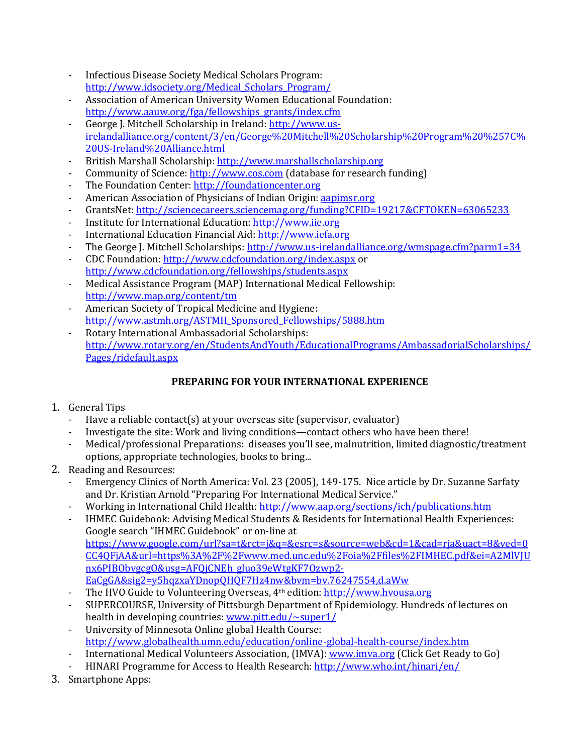- Infectious Disease Society Medical Scholars Program: http://www.idsociety.org/Medical_Scholars_Program/
- Association of American University Women Educational Foundation: http://www.aauw.org/fga/fellowships_grants/index.cfm
- George J. Mitchell Scholarship in Ireland: http://www.us-irelandalliance.org/content/3/en/George%20Mitchell%20Scholarship%20Program%20%257C%20US-Ireland%20Alliance.html
- British Marshall Scholarship: http://www.marshallscholarship.org
- Community of Science: http://www.cos.com (database for research funding)
- The Foundation Center: http://foundationcenter.org
- American Association of Physicians of Indian Origin: aapimsr.org
- GrantsNet: http://sciencecareers.sciencemag.org/funding?CFID=19217&CFTOKEN=63065233
- Institute for International Education: http://www.iie.org
- International Education Financial Aid: http://www.iefa.org
- The George J. Mitchell Scholarships: http://www.us-irelandalliance.org/wmspage.cfm?parm1=34
- CDC Foundation: http://www.cdcfoundation.org/index.aspx or http://www.cdcfoundation.org/fellowships/students.aspx
- Medical Assistance Program (MAP) International Medical Fellowship: http://www.map.org/content/tm
- American Society of Tropical Medicine and Hygiene: http://www.astmh.org/ASTMH_Sponsored_Fellowships/5888.htm
- Rotary International Ambassadorial Scholarships: http://www.rotary.org/en/StudentsAndYouth/EducationalPrograms/AmbassadorialScholarships/Pages/ridefault.aspx

**PREPARING FOR YOUR INTERNATIONAL EXPERIENCE**

1. General Tips
   - Have a reliable contact(s) at your overseas site (supervisor, evaluator)
   - Investigate the site: Work and living conditions—contact others who have been there!
   - Medical/professional Preparations: diseases you'll see, malnutrition, limited diagnostic/treatment options, appropriate technologies, books to bring...
2. Reading and Resources:
   - Emergency Clinics of North America: Vol. 23 (2005), 149-175. Nice article by Dr. Suzanne Sarfaty and Dr. Kristian Arnold "Preparing For International Medical Service."
   - Working in International Child Health: http://www.aap.org/sections/ich/publications.htm
   - IHMEC Guidebook: Advising Medical Students & Residents for International Health Experiences: Google search "IHMEC Guidebook" or on-line at https://www.google.com/url?sa=t&rct=j&q=&esrc=s&source=web&cd=1&cad=rja&uact=8&ved=0CC4QFjAA&url=https%3A%2F%2Fwww.med.unc.edu%2Foia%2Ffiles%2FIMHEC.pdf&ei=A2MlVJUnx6PIBObvgcgO&usg=AFQjCNEh_gluo39eWtgKF7Ozwp2-EaCgGA&sig2=y5hqzxaYDnopQHQF7Hz4nw&bvm=bv.76247554,d.aWw
   - The HVO Guide to Volunteering Overseas, 4th edition: http://www.hvousa.org
   - SUPERCOURSE, University of Pittsburgh Department of Epidemiology. Hundreds of lectures on health in developing countries: www.pitt.edu/~super1/
   - University of Minnesota Online global Health Course: http://www.globalhealth.umn.edu/education/online-global-health-course/index.htm
   - International Medical Volunteers Association, (IMVA): www.imva.org (Click Get Ready to Go)
   - HINARI Programme for Access to Health Research: http://www.who.int/hinari/en/
3. Smartphone Apps: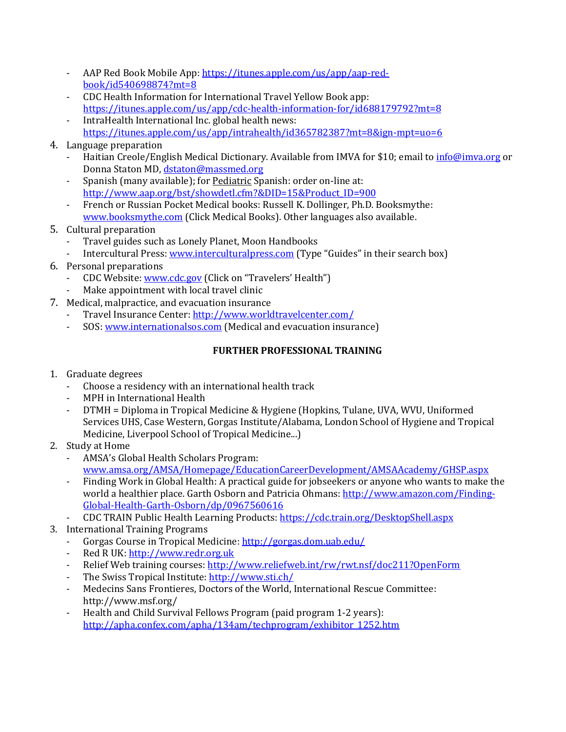- AAP Red Book Mobile App: https://itunes.apple.com/us/app/aap-red-book/id540698874?mt=8
- CDC Health Information for International Travel Yellow Book app: https://itunes.apple.com/us/app/cdc-health-information-for/id688179792?mt=8
- IntraHealth International Inc. global health news: https://itunes.apple.com/us/app/intrahealth/id365782387?mt=8&ign-mpt=uo=6

4. Language preparation
   - Haitian Creole/English Medical Dictionary. Available from IMVA for $10; email to info@imva.org or Donna Staton MD, dstaton@massmed.org
   - Spanish (many available); for Pediatric Spanish: order on-line at: http://www.aap.org/bst/showdetl.cfm?&DID=15&Product_ID=900
   - French or Russian Pocket Medical books: Russell K. Dollinger, Ph.D. Booksmythe: www.booksmythe.com (Click Medical Books). Other languages also available.
5. Cultural preparation
   - Travel guides such as Lonely Planet, Moon Handbooks
   - Intercultural Press: www.interculturalpress.com (Type "Guides" in their search box)
6. Personal preparations
   - CDC Website: www.cdc.gov (Click on "Travelers' Health")
   - Make appointment with local travel clinic
7. Medical, malpractice, and evacuation insurance
   - Travel Insurance Center: http://www.worldtravelcenter.com/
   - SOS: www.internationalsos.com (Medical and evacuation insurance)

**FURTHER PROFESSIONAL TRAINING**

1. Graduate degrees
   - Choose a residency with an international health track
   - MPH in International Health
   - DTMH = Diploma in Tropical Medicine & Hygiene (Hopkins, Tulane, UVA, WVU, Uniformed Services UHS, Case Western, Gorgas Institute/Alabama, London School of Hygiene and Tropical Medicine, Liverpool School of Tropical Medicine...)
2. Study at Home
   - AMSA's Global Health Scholars Program: www.amsa.org/AMSA/Homepage/EducationCareerDevelopment/AMSAAcademy/GHSP.aspx
   - Finding Work in Global Health: A practical guide for jobseekers or anyone who wants to make the world a healthier place. Garth Osborn and Patricia Ohmans: http://www.amazon.com/Finding-Global-Health-Garth-Osborn/dp/0967560616
   - CDC TRAIN Public Health Learning Products: https://cdc.train.org/DesktopShell.aspx
3. International Training Programs
   - Gorgas Course in Tropical Medicine: http://gorgas.dom.uab.edu/
   - Red R UK: http://www.redr.org.uk
   - Relief Web training courses: http://www.reliefweb.int/rw/rwt.nsf/doc211?OpenForm
   - The Swiss Tropical Institute: http://www.sti.ch/
   - Medecins Sans Frontieres, Doctors of the World, International Rescue Committee: http://www.msf.org/
   - Health and Child Survival Fellows Program (paid program 1-2 years): http://apha.confex.com/apha/134am/techprogram/exhibitor_1252.htm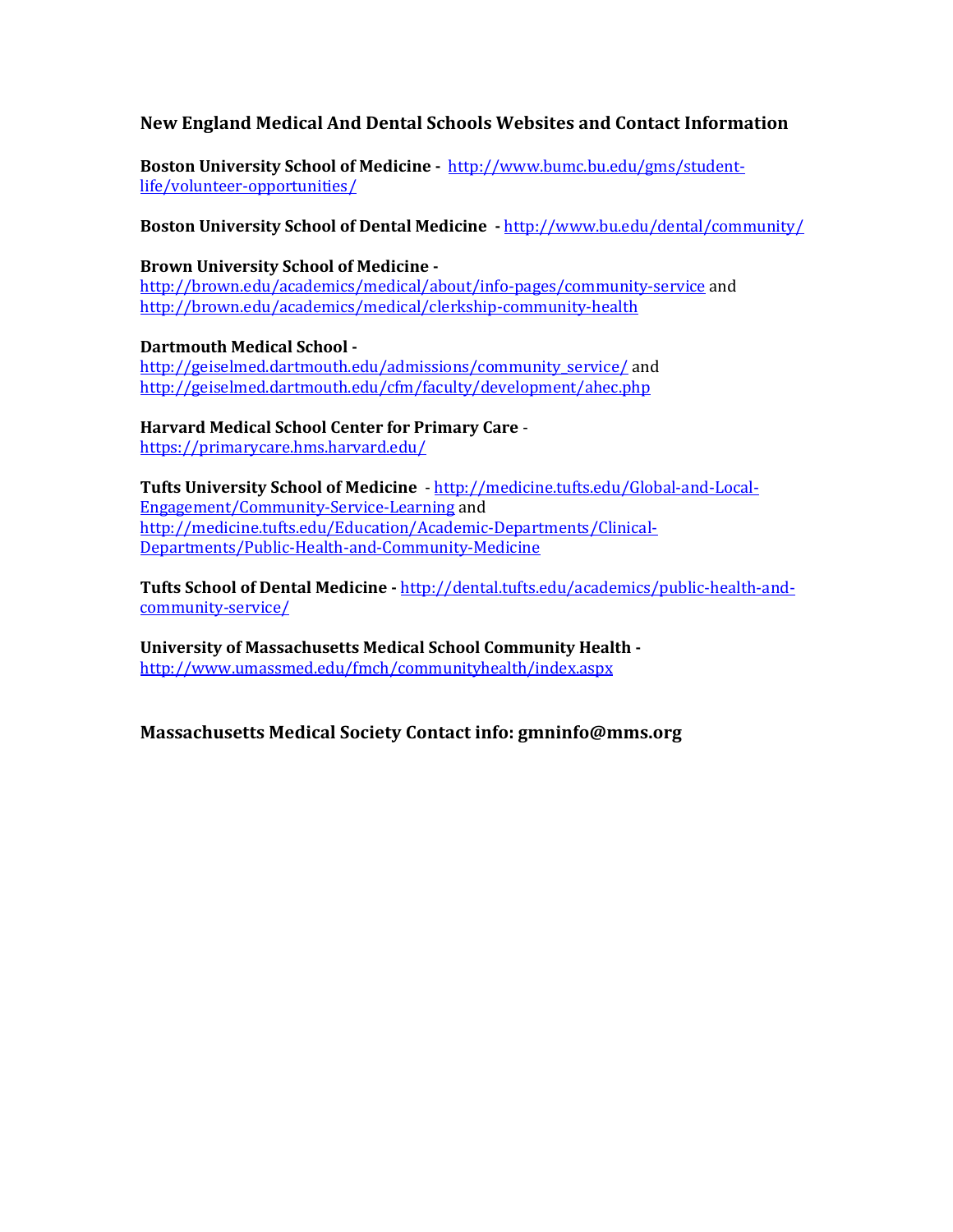## New England Medical And Dental Schools Websites and Contact Information

**Boston University School of Medicine -** http://www.bumc.bu.edu/gms/student-life/volunteer-opportunities/

**Boston University School of Dental Medicine -** http://www.bu.edu/dental/community/

**Brown University School of Medicine -**
http://brown.edu/academics/medical/about/info-pages/community-service and
http://brown.edu/academics/medical/clerkship-community-health

**Dartmouth Medical School -**
http://geiselmed.dartmouth.edu/admissions/community_service/ and
http://geiselmed.dartmouth.edu/cfm/faculty/development/ahec.php

**Harvard Medical School Center for Primary Care** -
https://primarycare.hms.harvard.edu/

**Tufts University School of Medicine** - http://medicine.tufts.edu/Global-and-Local-Engagement/Community-Service-Learning and
http://medicine.tufts.edu/Education/Academic-Departments/Clinical-Departments/Public-Health-and-Community-Medicine

**Tufts School of Dental Medicine -** http://dental.tufts.edu/academics/public-health-and-community-service/

**University of Massachusetts Medical School Community Health -**
http://www.umassmed.edu/fmch/communityhealth/index.aspx

**Massachusetts Medical Society Contact info: gmninfo@mms.org**